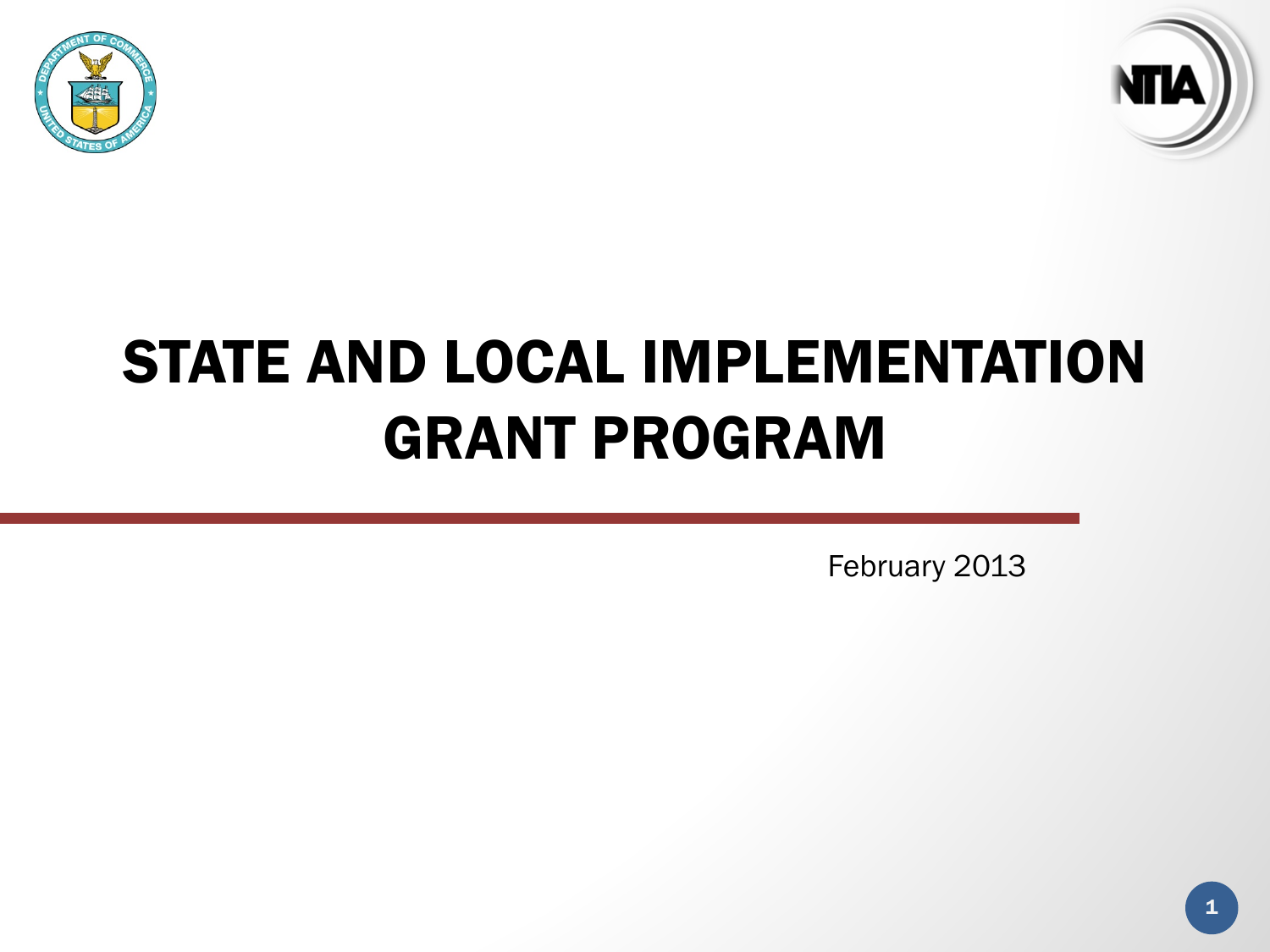# STATE AND LOCAL IMPLEMENTATION GRANT PROGRAM

February 2013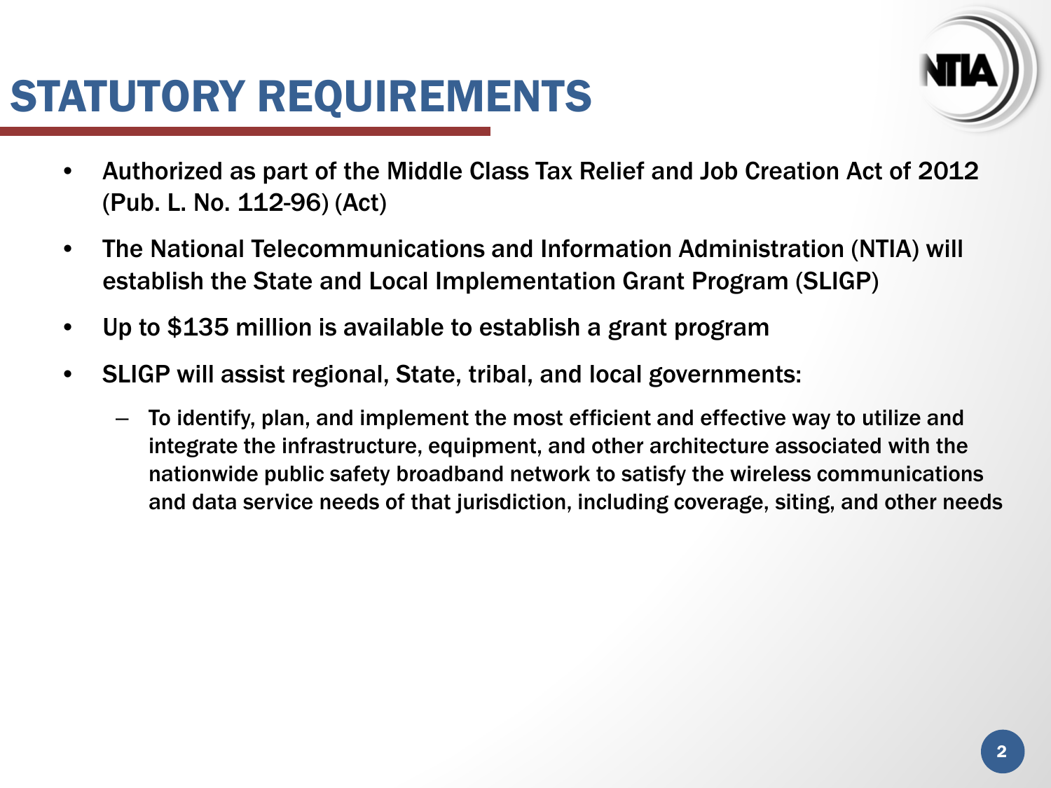# STATUTORY REQUIREMENTS

- Authorized as part of the Middle Class Tax Relief and Job Creation Act of 2012 (Pub. L. No. 112-96) (Act)
- The National Telecommunications and Information Administration (NTIA) will establish the State and Local Implementation Grant Program (SLIGP)
- Up to $135 million is available to establish a grant program
- SLIGP will assist regional, State, tribal, and local governments:
  - To identify, plan, and implement the most efficient and effective way to utilize and integrate the infrastructure, equipment, and other architecture associated with the nationwide public safety broadband network to satisfy the wireless communications and data service needs of that jurisdiction, including coverage, siting, and other needs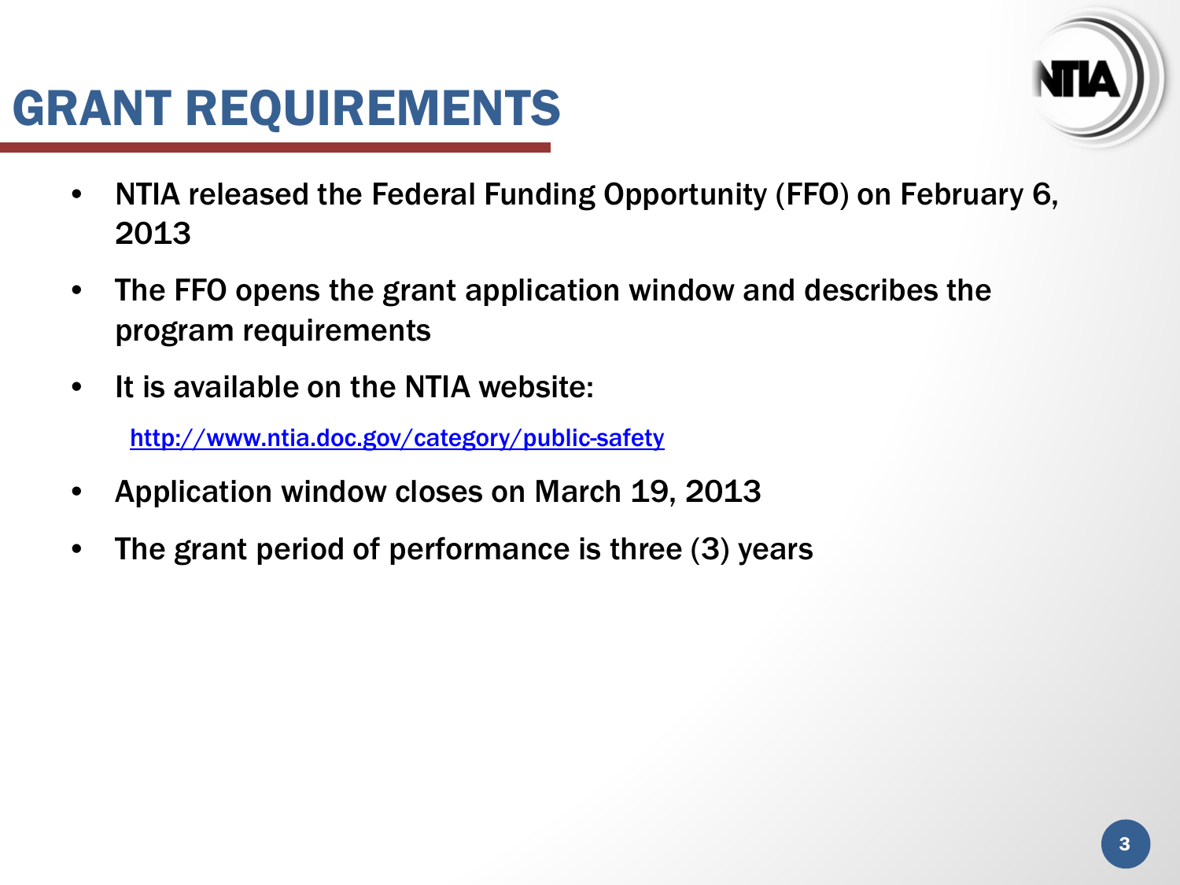# GRANT REQUIREMENTS

- NTIA released the Federal Funding Opportunity (FFO) on February 6, 2013
- The FFO opens the grant application window and describes the program requirements
- It is available on the NTIA website:

  http://www.ntia.doc.gov/category/public-safety

- Application window closes on March 19, 2013
- The grant period of performance is three (3) years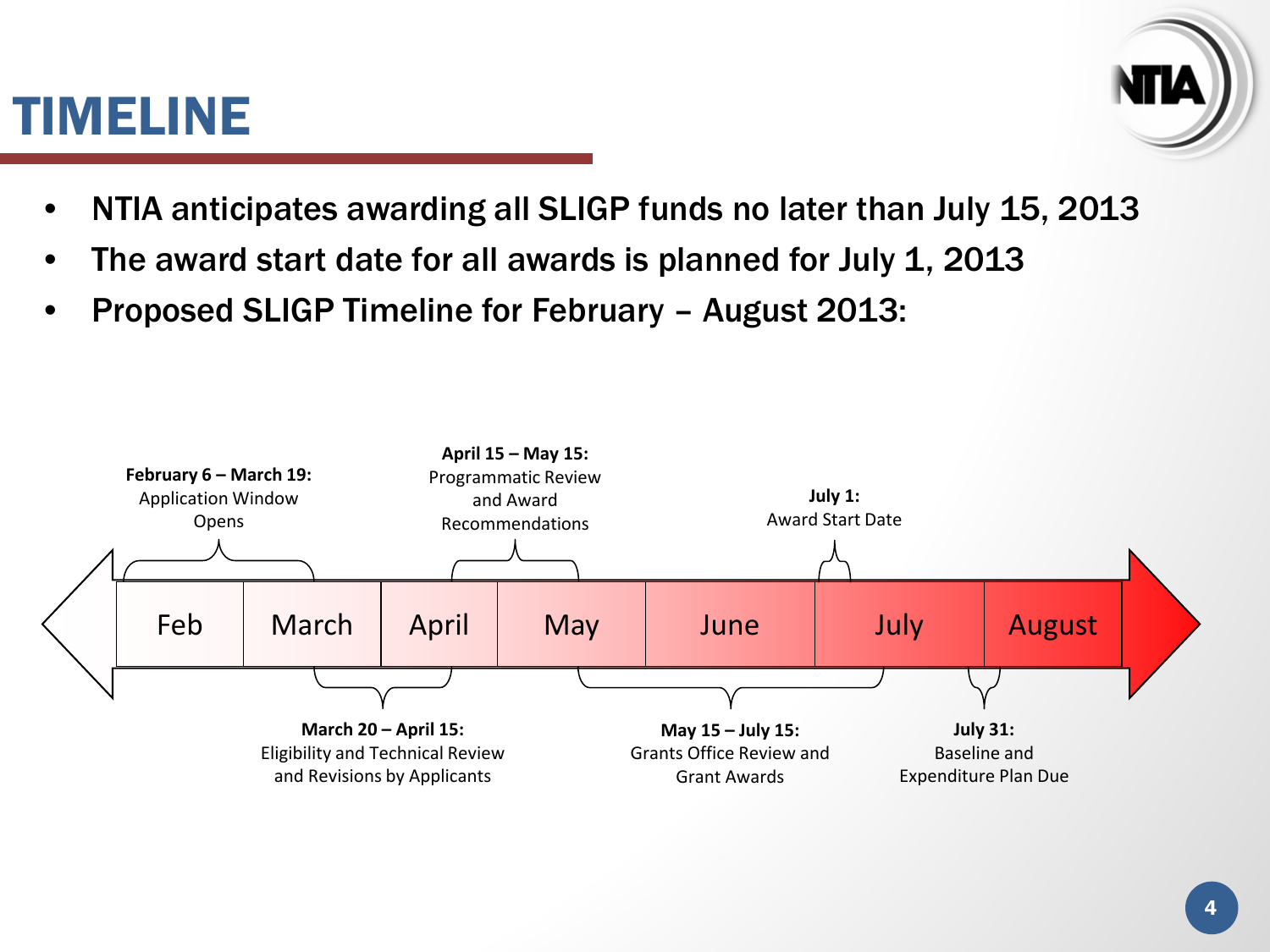# TIMELINE

- NTIA anticipates awarding all SLIGP funds no later than July 15, 2013
- The award start date for all awards is planned for July 1, 2013
- Proposed SLIGP Timeline for February – August 2013:

Feb | March | April | May | June | July | August

**February 6 – March 19:** Application Window Opens

**March 20 – April 15:** Eligibility and Technical Review and Revisions by Applicants

**April 15 – May 15:** Programmatic Review and Award Recommendations

**May 15 – July 15:** Grants Office Review and Grant Awards

**July 1:** Award Start Date

**July 31:** Baseline and Expenditure Plan Due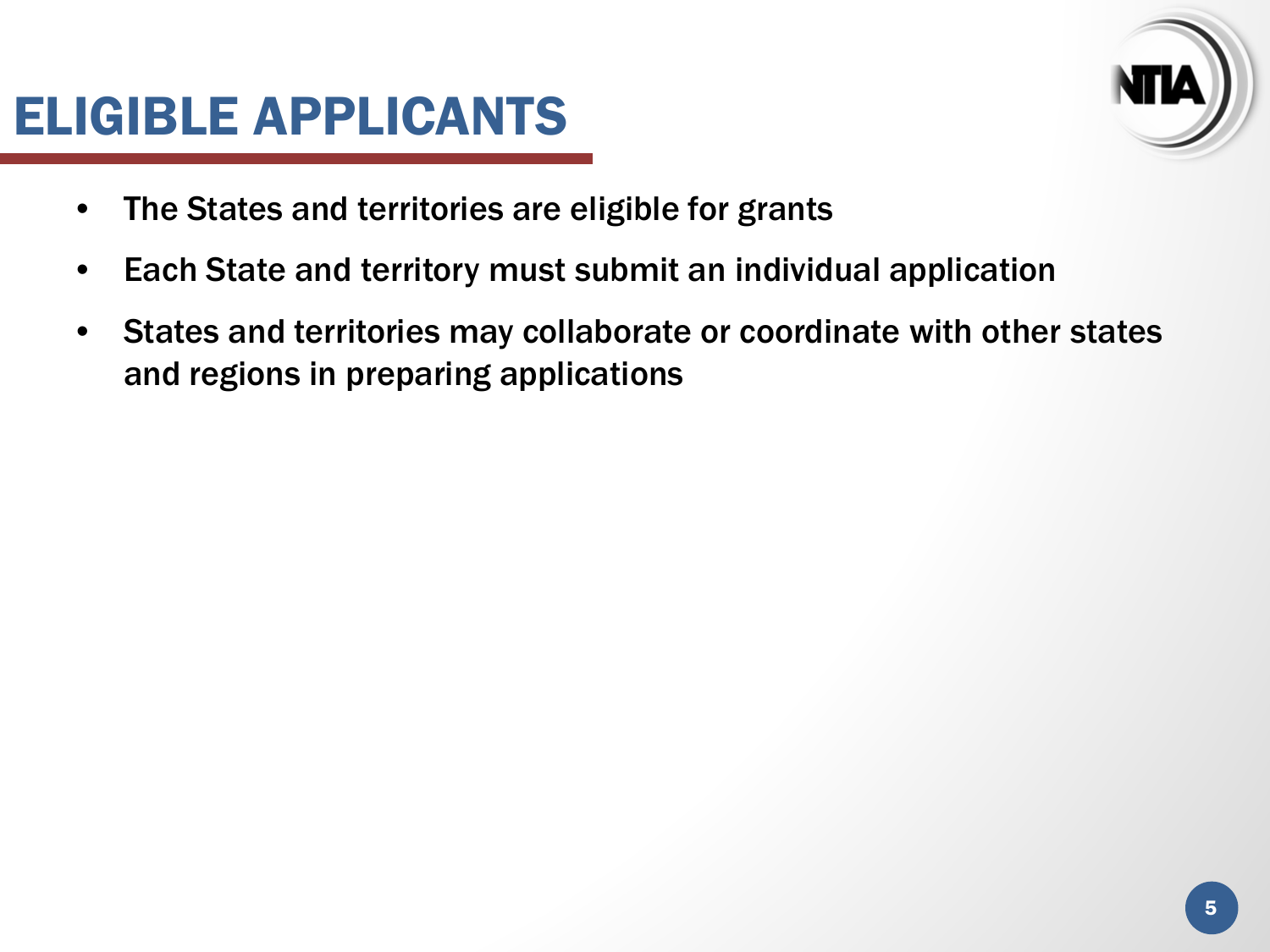# ELIGIBLE APPLICANTS

- The States and territories are eligible for grants
- Each State and territory must submit an individual application
- States and territories may collaborate or coordinate with other states and regions in preparing applications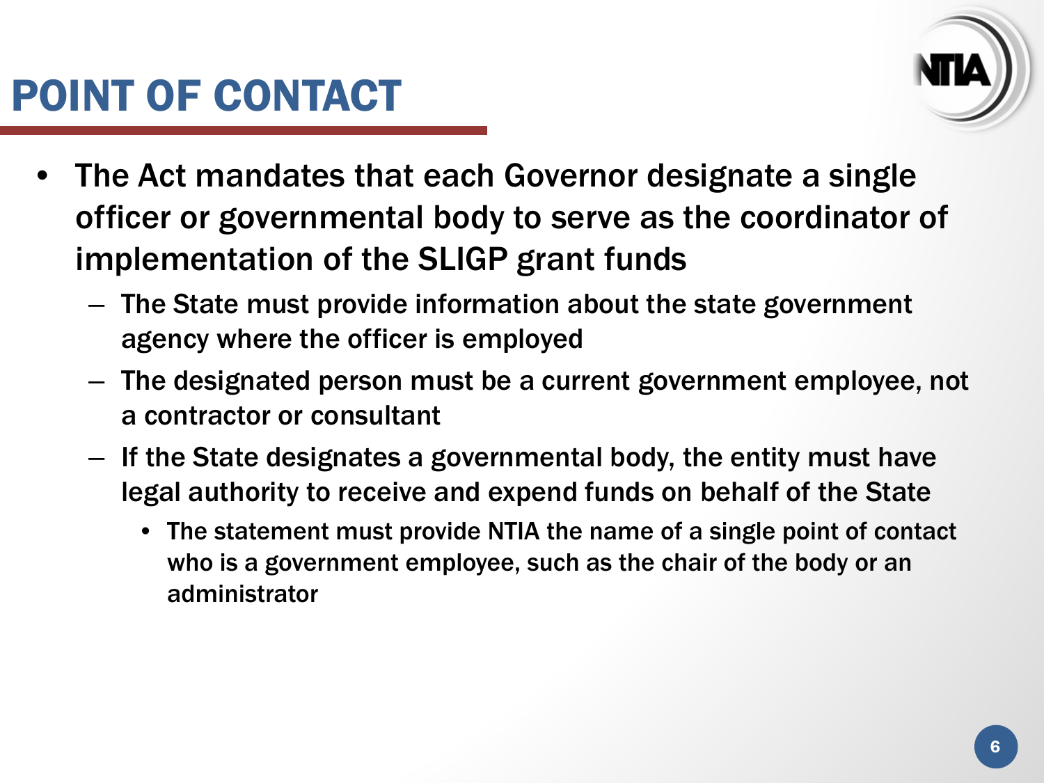# POINT OF CONTACT

- The Act mandates that each Governor designate a single officer or governmental body to serve as the coordinator of implementation of the SLIGP grant funds
  - The State must provide information about the state government agency where the officer is employed
  - The designated person must be a current government employee, not a contractor or consultant
  - If the State designates a governmental body, the entity must have legal authority to receive and expend funds on behalf of the State
    - The statement must provide NTIA the name of a single point of contact who is a government employee, such as the chair of the body or an administrator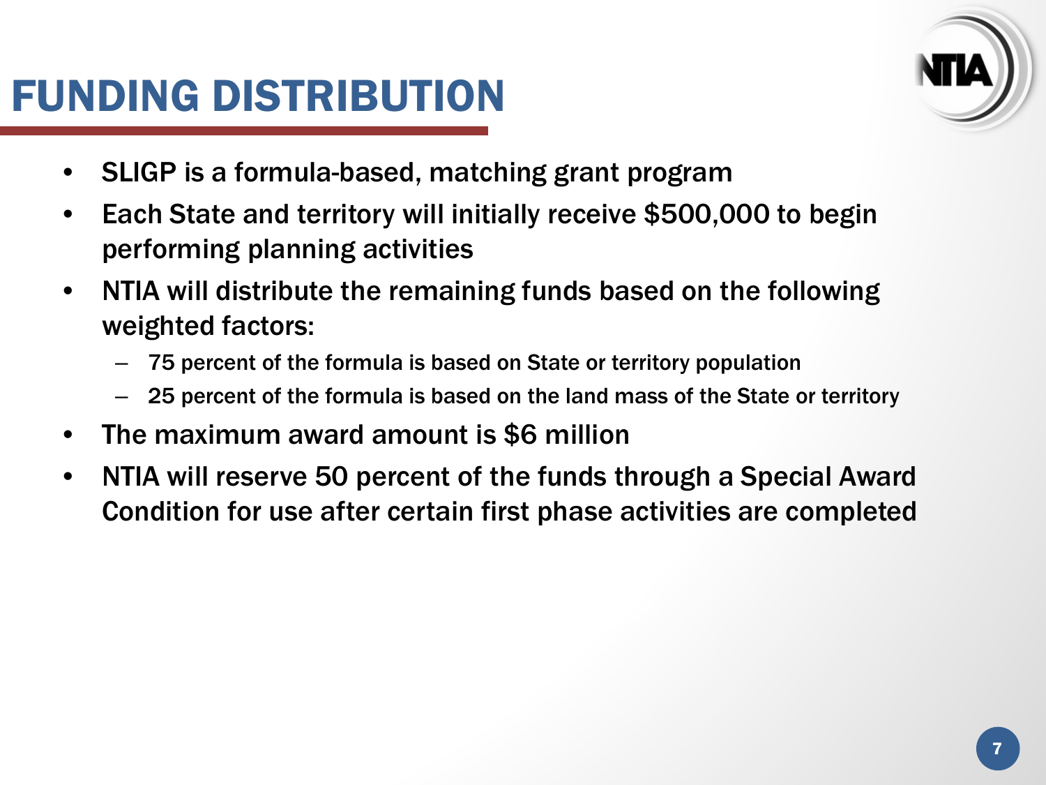# FUNDING DISTRIBUTION

- SLIGP is a formula-based, matching grant program
- Each State and territory will initially receive $500,000 to begin performing planning activities
- NTIA will distribute the remaining funds based on the following weighted factors:
  - 75 percent of the formula is based on State or territory population
  - 25 percent of the formula is based on the land mass of the State or territory
- The maximum award amount is $6 million
- NTIA will reserve 50 percent of the funds through a Special Award Condition for use after certain first phase activities are completed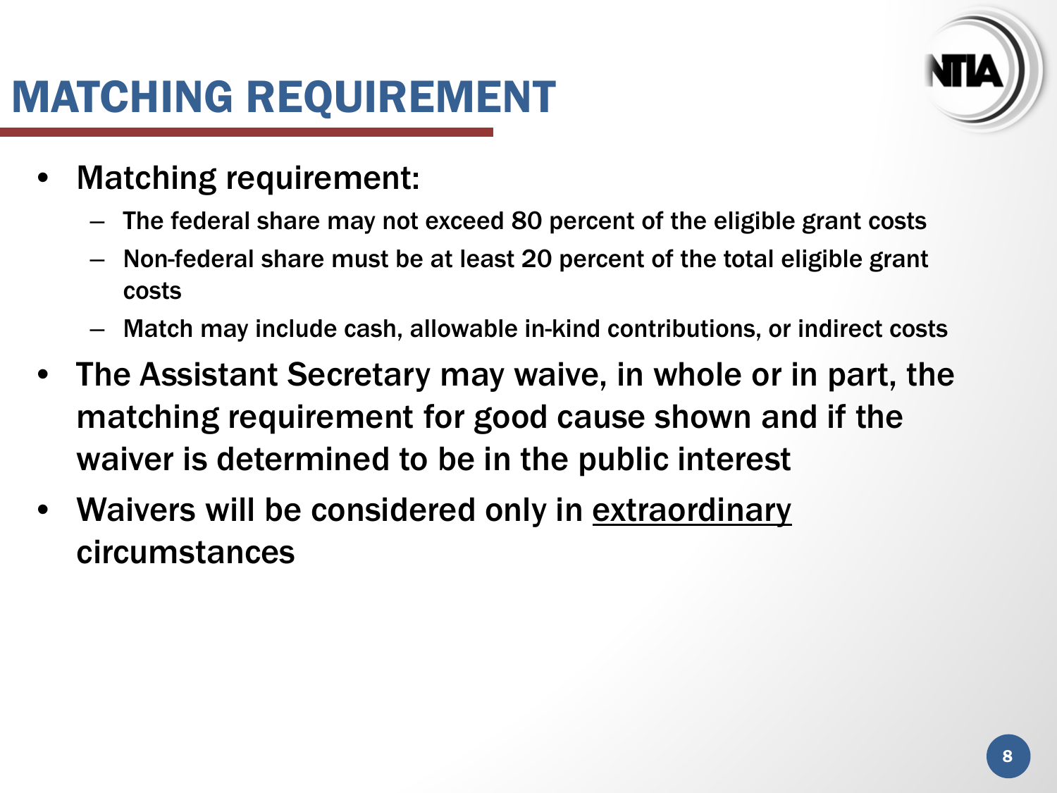# MATCHING REQUIREMENT

- Matching requirement:
  - The federal share may not exceed 80 percent of the eligible grant costs
  - Non-federal share must be at least 20 percent of the total eligible grant costs
  - Match may include cash, allowable in-kind contributions, or indirect costs
- The Assistant Secretary may waive, in whole or in part, the matching requirement for good cause shown and if the waiver is determined to be in the public interest
- Waivers will be considered only in <u>extraordinary</u> circumstances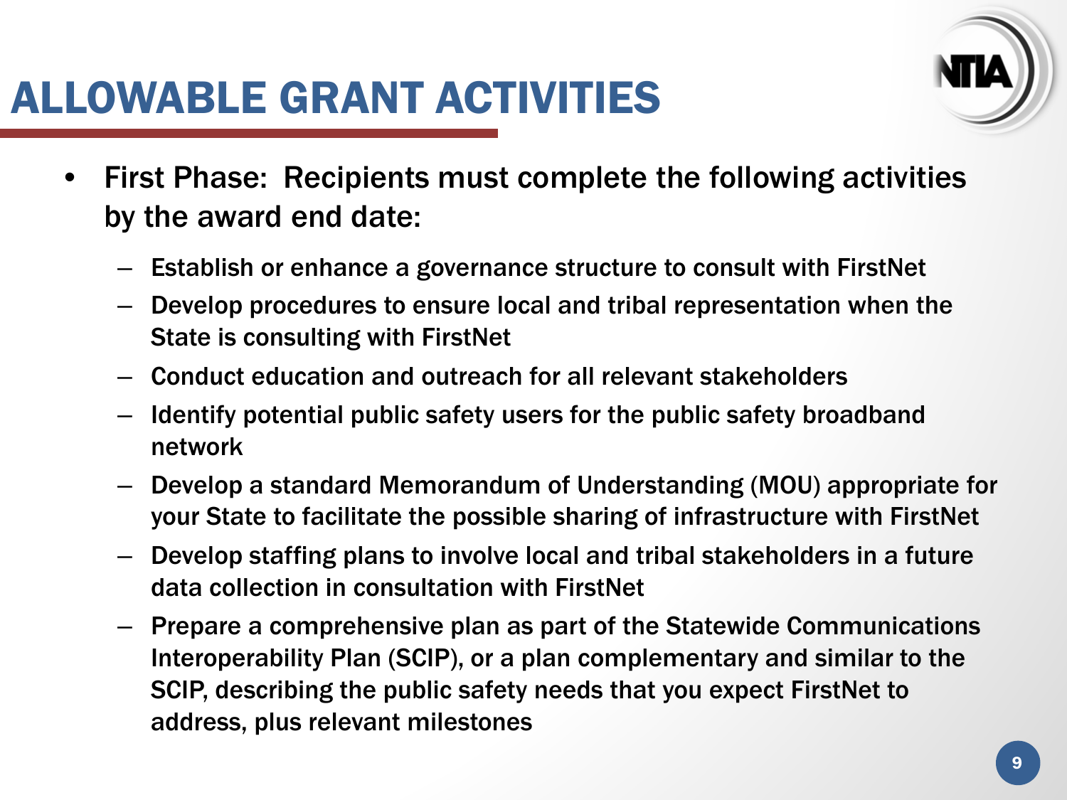# ALLOWABLE GRANT ACTIVITIES

- First Phase: Recipients must complete the following activities by the award end date:
  - Establish or enhance a governance structure to consult with FirstNet
  - Develop procedures to ensure local and tribal representation when the State is consulting with FirstNet
  - Conduct education and outreach for all relevant stakeholders
  - Identify potential public safety users for the public safety broadband network
  - Develop a standard Memorandum of Understanding (MOU) appropriate for your State to facilitate the possible sharing of infrastructure with FirstNet
  - Develop staffing plans to involve local and tribal stakeholders in a future data collection in consultation with FirstNet
  - Prepare a comprehensive plan as part of the Statewide Communications Interoperability Plan (SCIP), or a plan complementary and similar to the SCIP, describing the public safety needs that you expect FirstNet to address, plus relevant milestones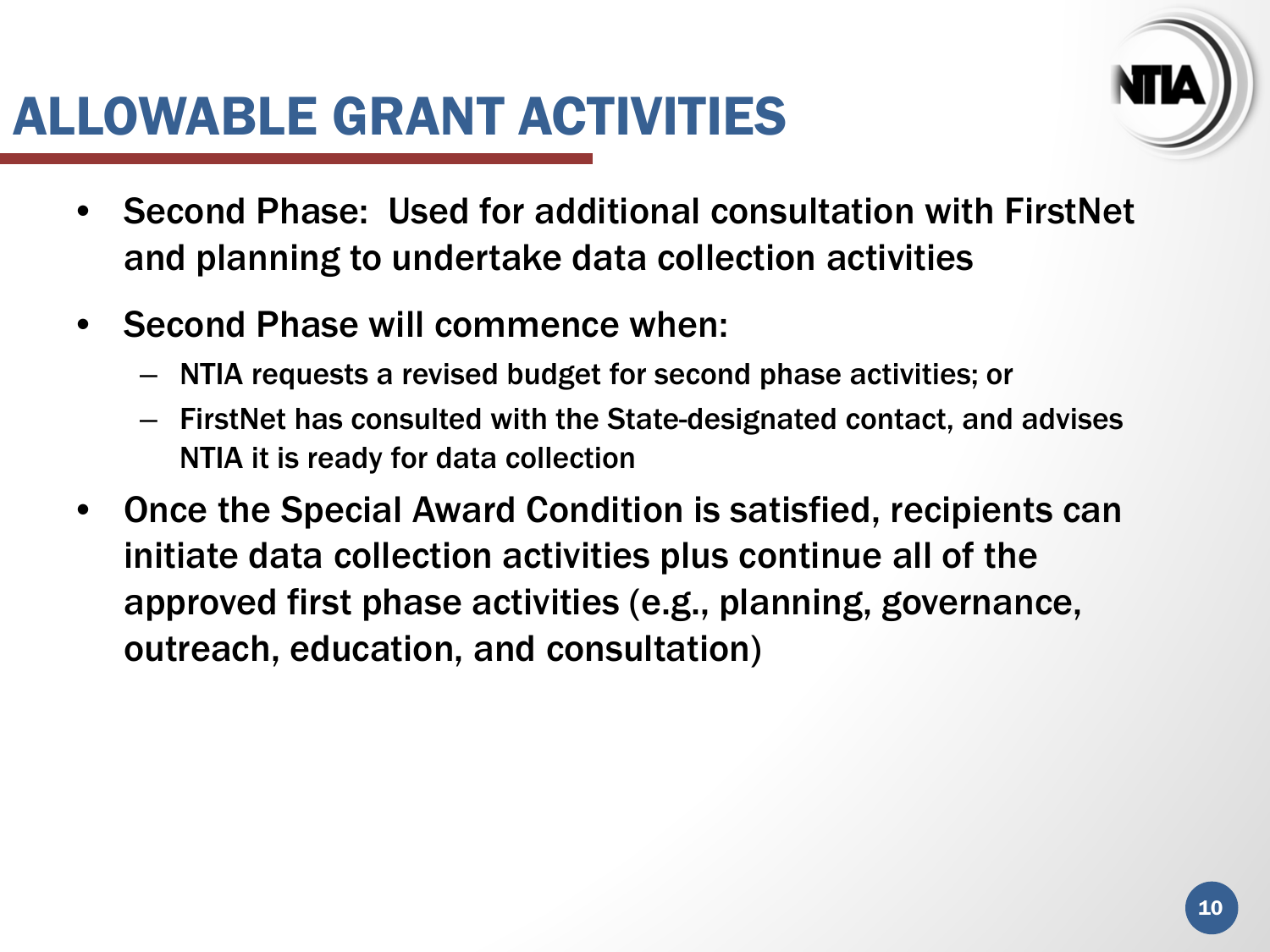# ALLOWABLE GRANT ACTIVITIES

- Second Phase: Used for additional consultation with FirstNet and planning to undertake data collection activities
- Second Phase will commence when:
  - NTIA requests a revised budget for second phase activities; or
  - FirstNet has consulted with the State-designated contact, and advises NTIA it is ready for data collection
- Once the Special Award Condition is satisfied, recipients can initiate data collection activities plus continue all of the approved first phase activities (e.g., planning, governance, outreach, education, and consultation)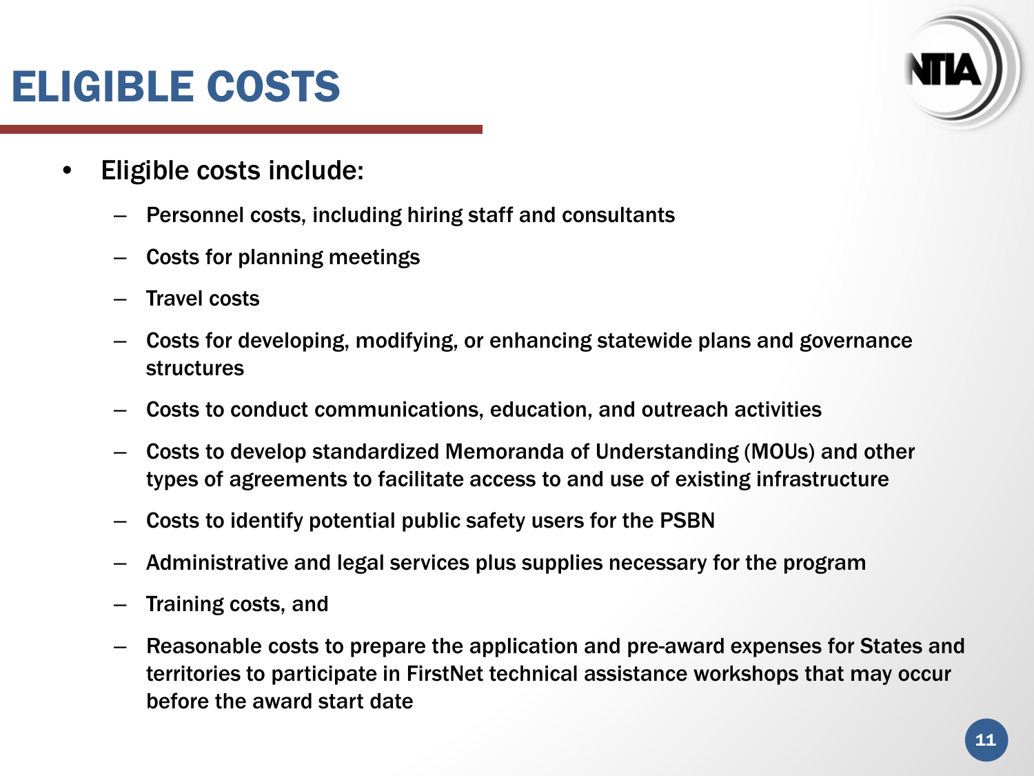# ELIGIBLE COSTS

- Eligible costs include:
  - Personnel costs, including hiring staff and consultants
  - Costs for planning meetings
  - Travel costs
  - Costs for developing, modifying, or enhancing statewide plans and governance structures
  - Costs to conduct communications, education, and outreach activities
  - Costs to develop standardized Memoranda of Understanding (MOUs) and other types of agreements to facilitate access to and use of existing infrastructure
  - Costs to identify potential public safety users for the PSBN
  - Administrative and legal services plus supplies necessary for the program
  - Training costs, and
  - Reasonable costs to prepare the application and pre-award expenses for States and territories to participate in FirstNet technical assistance workshops that may occur before the award start date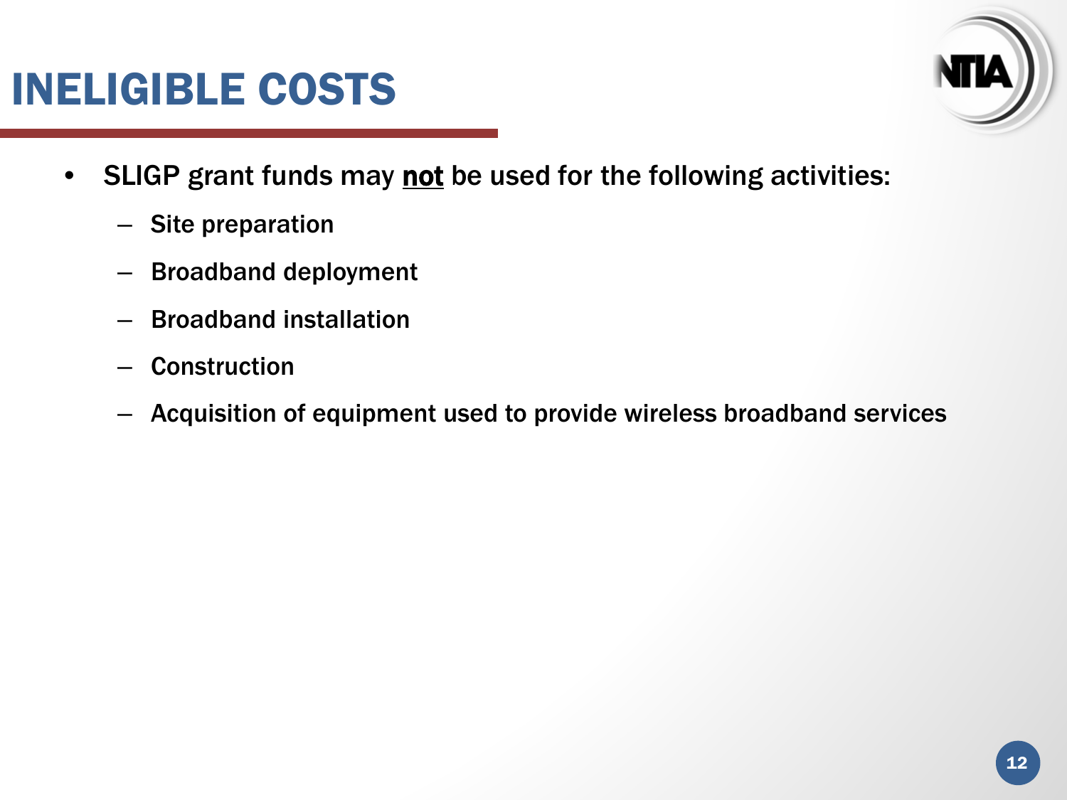# INELIGIBLE COSTS

- SLIGP grant funds may <u>**not**</u> be used for the following activities:
  - Site preparation
  - Broadband deployment
  - Broadband installation
  - Construction
  - Acquisition of equipment used to provide wireless broadband services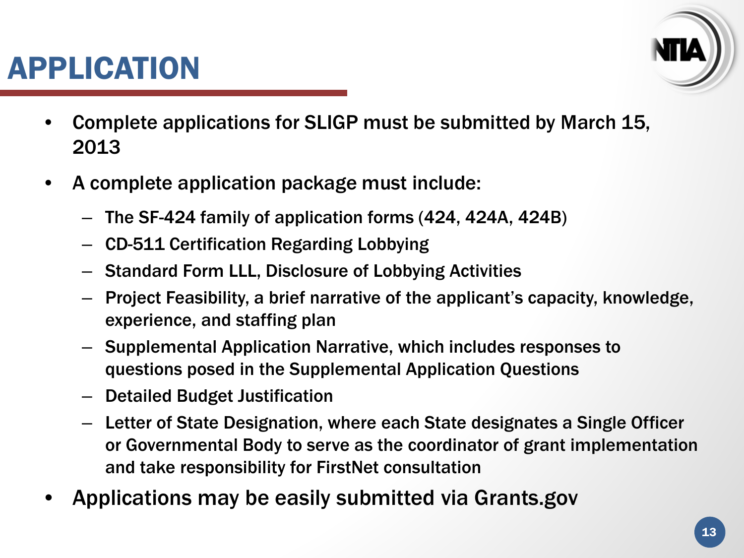# APPLICATION

- Complete applications for SLIGP must be submitted by March 15, 2013
- A complete application package must include:
  - The SF-424 family of application forms (424, 424A, 424B)
  - CD-511 Certification Regarding Lobbying
  - Standard Form LLL, Disclosure of Lobbying Activities
  - Project Feasibility, a brief narrative of the applicant's capacity, knowledge, experience, and staffing plan
  - Supplemental Application Narrative, which includes responses to questions posed in the Supplemental Application Questions
  - Detailed Budget Justification
  - Letter of State Designation, where each State designates a Single Officer or Governmental Body to serve as the coordinator of grant implementation and take responsibility for FirstNet consultation
- Applications may be easily submitted via Grants.gov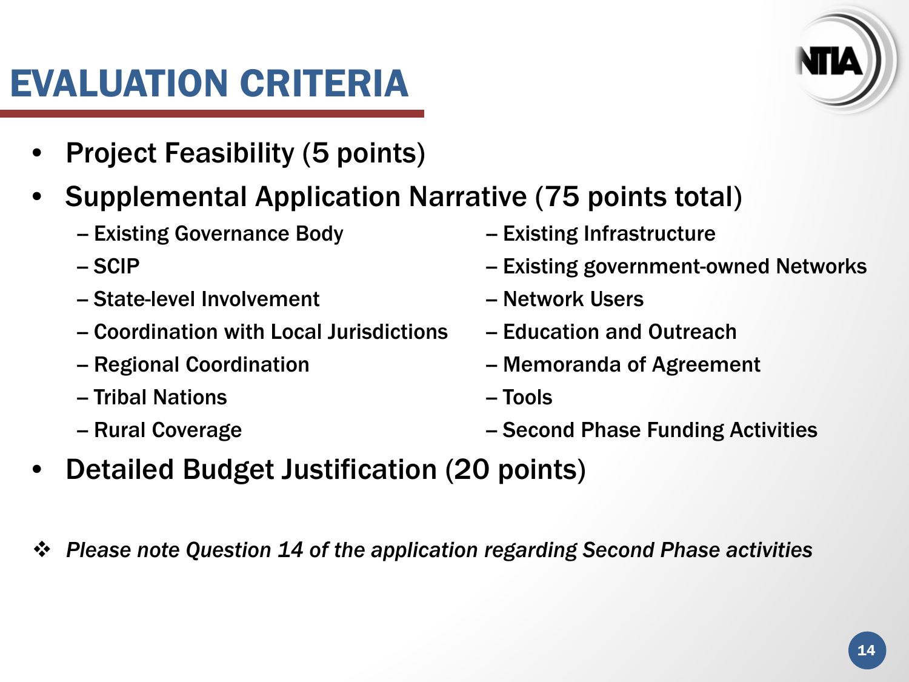# EVALUATION CRITERIA

- Project Feasibility (5 points)
- Supplemental Application Narrative (75 points total)
  - Existing Governance Body
  - SCIP
  - State-level Involvement
  - Coordination with Local Jurisdictions
  - Regional Coordination
  - Tribal Nations
  - Rural Coverage
  - Existing Infrastructure
  - Existing government-owned Networks
  - Network Users
  - Education and Outreach
  - Memoranda of Agreement
  - Tools
  - Second Phase Funding Activities
- Detailed Budget Justification (20 points)

❖ *Please note Question 14 of the application regarding Second Phase activities*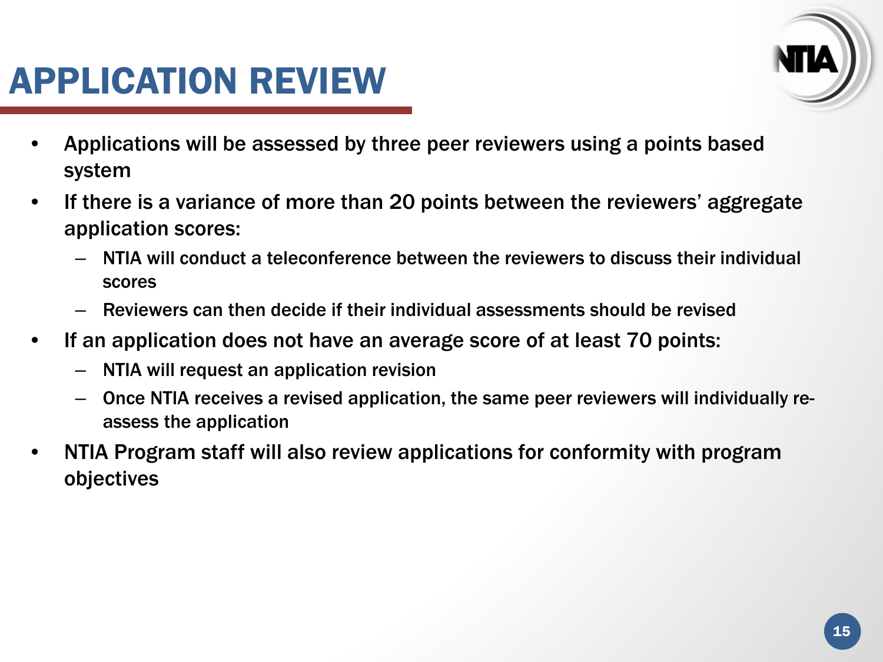# APPLICATION REVIEW

- Applications will be assessed by three peer reviewers using a points based system
- If there is a variance of more than 20 points between the reviewers' aggregate application scores:
  - NTIA will conduct a teleconference between the reviewers to discuss their individual scores
  - Reviewers can then decide if their individual assessments should be revised
- If an application does not have an average score of at least 70 points:
  - NTIA will request an application revision
  - Once NTIA receives a revised application, the same peer reviewers will individually re-assess the application
- NTIA Program staff will also review applications for conformity with program objectives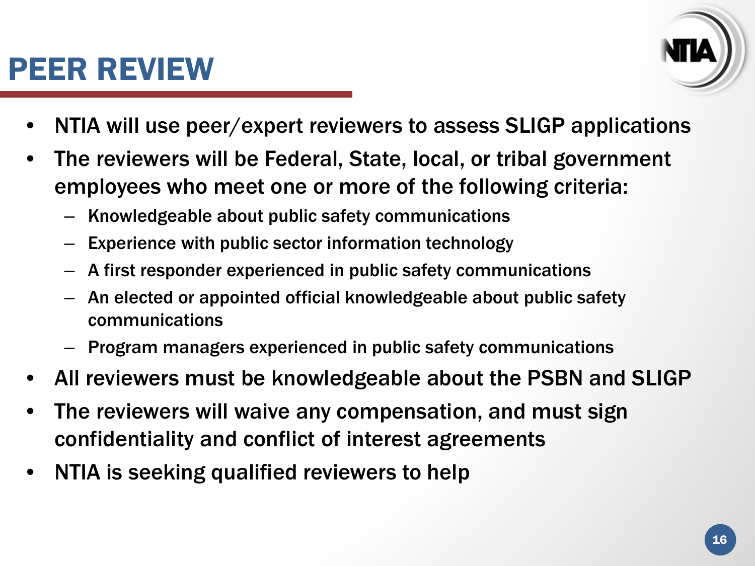# PEER REVIEW

- NTIA will use peer/expert reviewers to assess SLIGP applications
- The reviewers will be Federal, State, local, or tribal government employees who meet one or more of the following criteria:
  - Knowledgeable about public safety communications
  - Experience with public sector information technology
  - A first responder experienced in public safety communications
  - An elected or appointed official knowledgeable about public safety communications
  - Program managers experienced in public safety communications
- All reviewers must be knowledgeable about the PSBN and SLIGP
- The reviewers will waive any compensation, and must sign confidentiality and conflict of interest agreements
- NTIA is seeking qualified reviewers to help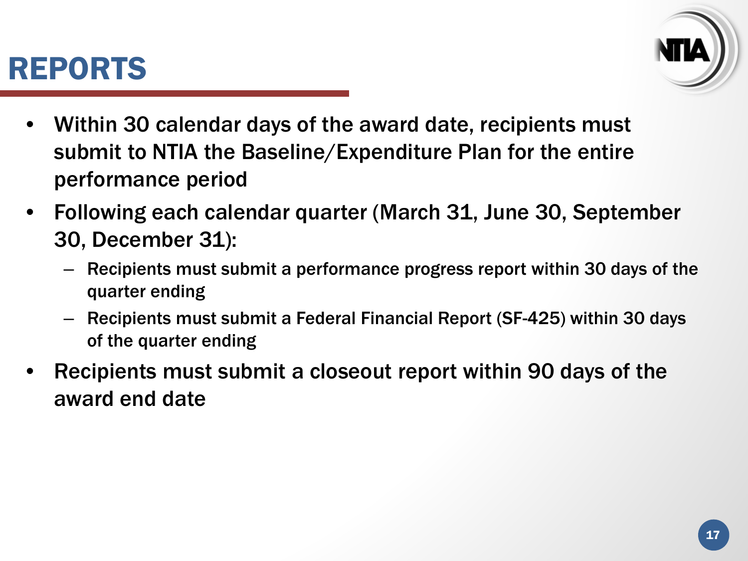# REPORTS

- Within 30 calendar days of the award date, recipients must submit to NTIA the Baseline/Expenditure Plan for the entire performance period
- Following each calendar quarter (March 31, June 30, September 30, December 31):
  - Recipients must submit a performance progress report within 30 days of the quarter ending
  - Recipients must submit a Federal Financial Report (SF-425) within 30 days of the quarter ending
- Recipients must submit a closeout report within 90 days of the award end date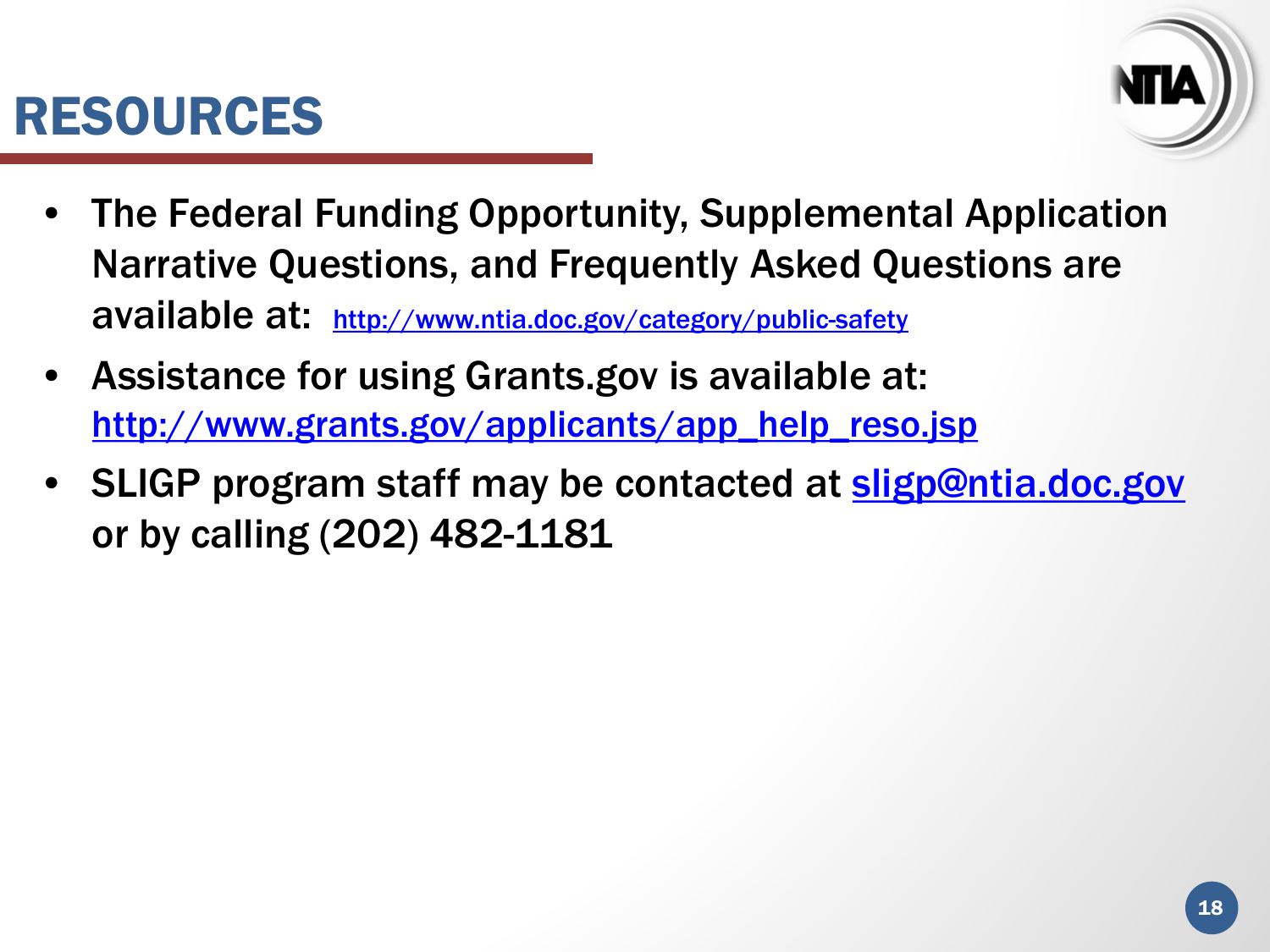# RESOURCES

- The Federal Funding Opportunity, Supplemental Application Narrative Questions, and Frequently Asked Questions are available at: http://www.ntia.doc.gov/category/public-safety
- Assistance for using Grants.gov is available at: http://www.grants.gov/applicants/app_help_reso.jsp
- SLIGP program staff may be contacted at sligp@ntia.doc.gov or by calling (202) 482-1181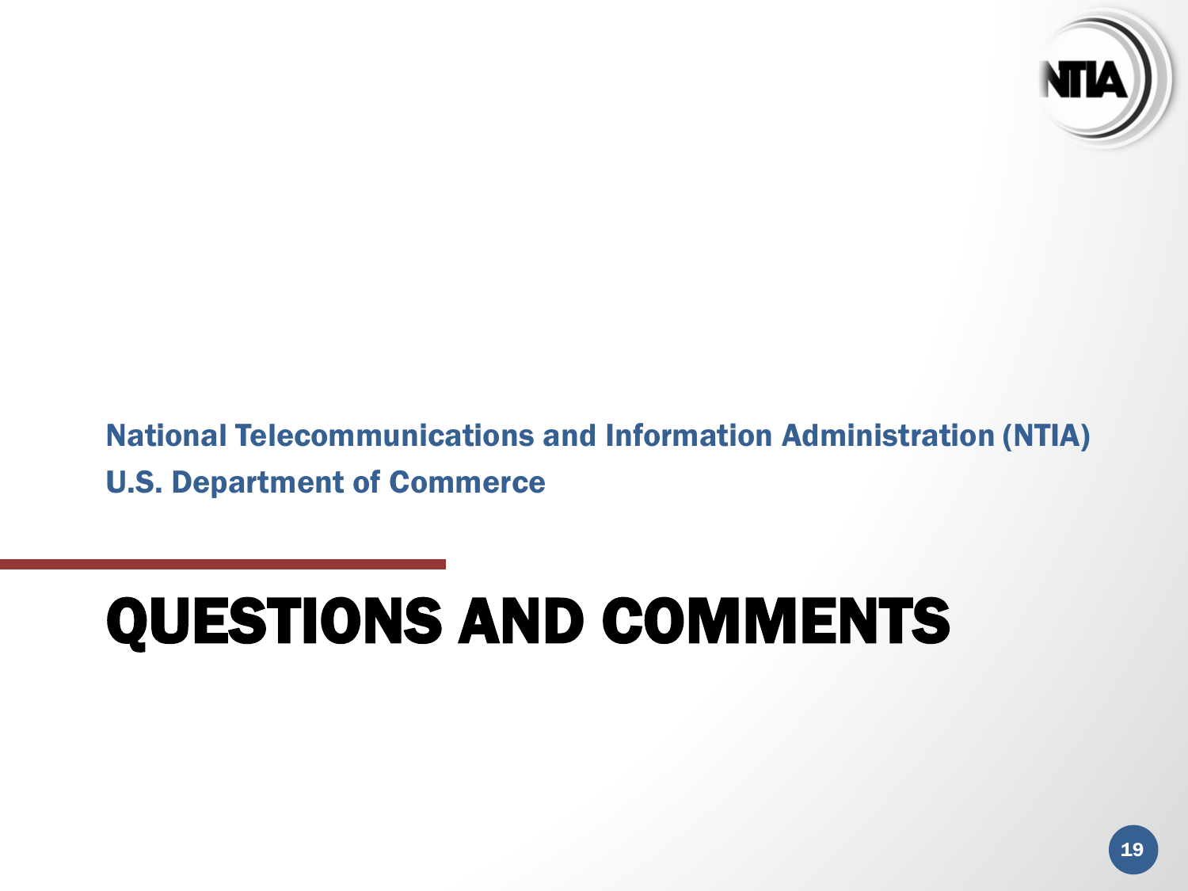**National Telecommunications and Information Administration (NTIA)**
**U.S. Department of Commerce**

# QUESTIONS AND COMMENTS